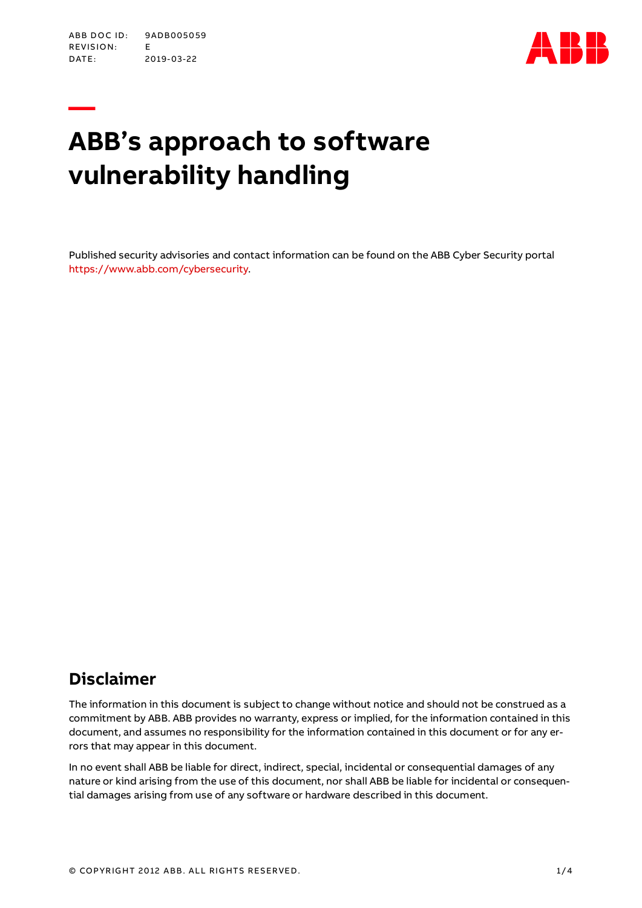ABB DOC ID: 9ADB005059
REVISION: E
DATE: 2019-03-22

# ABB's approach to software vulnerability handling

Published security advisories and contact information can be found on the ABB Cyber Security portal https://www.abb.com/cybersecurity.

## Disclaimer

The information in this document is subject to change without notice and should not be construed as a commitment by ABB. ABB provides no warranty, express or implied, for the information contained in this document, and assumes no responsibility for the information contained in this document or for any errors that may appear in this document.

In no event shall ABB be liable for direct, indirect, special, incidental or consequential damages of any nature or kind arising from the use of this document, nor shall ABB be liable for incidental or consequential damages arising from use of any software or hardware described in this document.

© COPYRIGHT 2012 ABB. ALL RIGHTS RESERVED.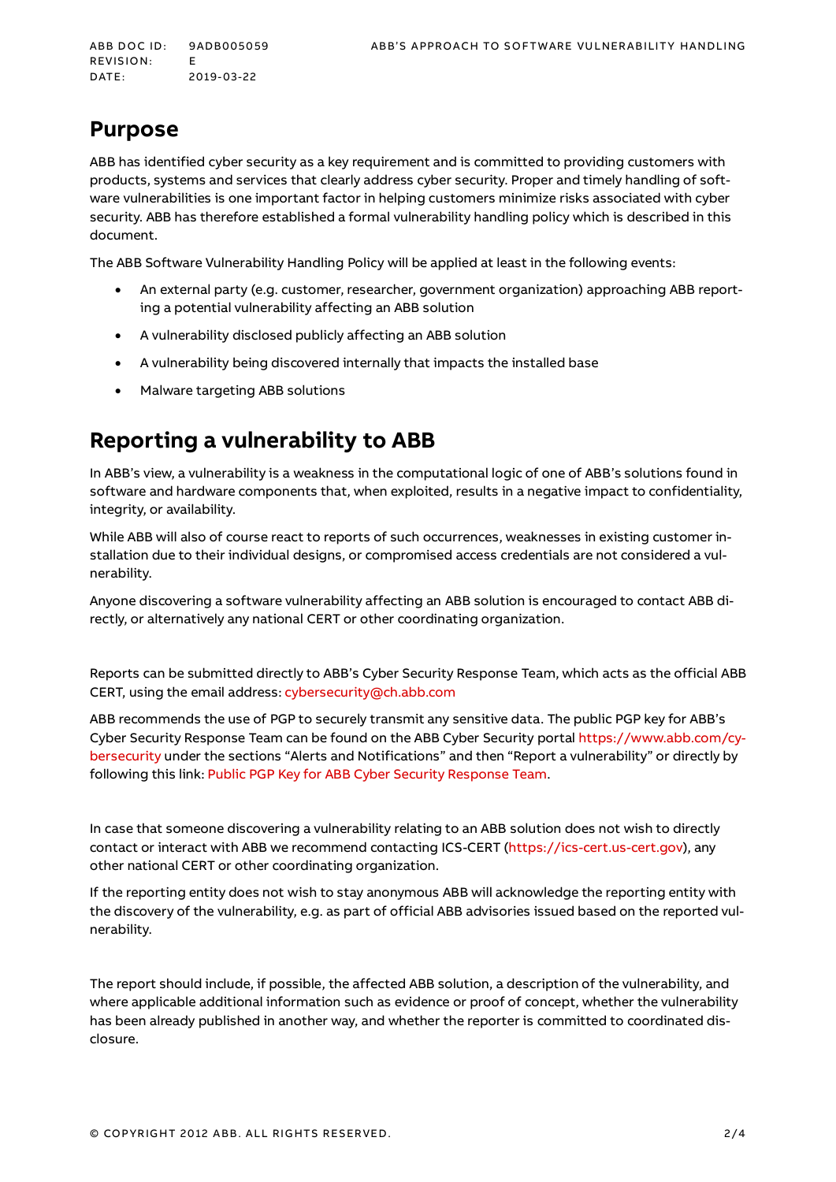## Purpose

ABB has identified cyber security as a key requirement and is committed to providing customers with products, systems and services that clearly address cyber security. Proper and timely handling of software vulnerabilities is one important factor in helping customers minimize risks associated with cyber security. ABB has therefore established a formal vulnerability handling policy which is described in this document.

The ABB Software Vulnerability Handling Policy will be applied at least in the following events:

- An external party (e.g. customer, researcher, government organization) approaching ABB reporting a potential vulnerability affecting an ABB solution
- A vulnerability disclosed publicly affecting an ABB solution
- A vulnerability being discovered internally that impacts the installed base
- Malware targeting ABB solutions

## Reporting a vulnerability to ABB

In ABB's view, a vulnerability is a weakness in the computational logic of one of ABB's solutions found in software and hardware components that, when exploited, results in a negative impact to confidentiality, integrity, or availability.

While ABB will also of course react to reports of such occurrences, weaknesses in existing customer installation due to their individual designs, or compromised access credentials are not considered a vulnerability.

Anyone discovering a software vulnerability affecting an ABB solution is encouraged to contact ABB directly, or alternatively any national CERT or other coordinating organization.

Reports can be submitted directly to ABB's Cyber Security Response Team, which acts as the official ABB CERT, using the email address: cybersecurity@ch.abb.com

ABB recommends the use of PGP to securely transmit any sensitive data. The public PGP key for ABB's Cyber Security Response Team can be found on the ABB Cyber Security portal https://www.abb.com/cybersecurity under the sections "Alerts and Notifications" and then "Report a vulnerability" or directly by following this link: Public PGP Key for ABB Cyber Security Response Team.

In case that someone discovering a vulnerability relating to an ABB solution does not wish to directly contact or interact with ABB we recommend contacting ICS-CERT (https://ics-cert.us-cert.gov), any other national CERT or other coordinating organization.

If the reporting entity does not wish to stay anonymous ABB will acknowledge the reporting entity with the discovery of the vulnerability, e.g. as part of official ABB advisories issued based on the reported vulnerability.

The report should include, if possible, the affected ABB solution, a description of the vulnerability, and where applicable additional information such as evidence or proof of concept, whether the vulnerability has been already published in another way, and whether the reporter is committed to coordinated disclosure.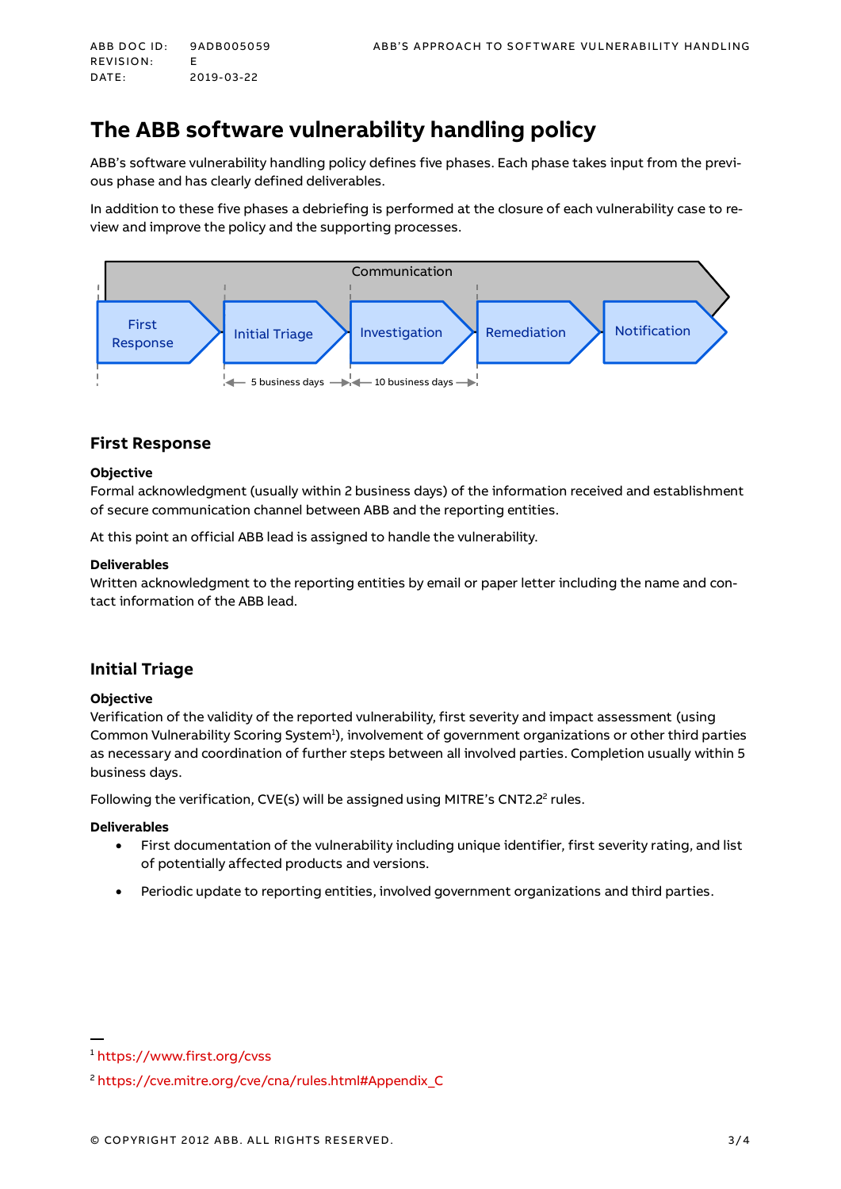# The ABB software vulnerability handling policy

ABB's software vulnerability handling policy defines five phases. Each phase takes input from the previous phase and has clearly defined deliverables.

In addition to these five phases a debriefing is performed at the closure of each vulnerability case to review and improve the policy and the supporting processes.

Communication

First Response → Initial Triage → Investigation → Remediation → Notification

5 business days | 10 business days

## First Response

**Objective**
Formal acknowledgment (usually within 2 business days) of the information received and establishment of secure communication channel between ABB and the reporting entities.

At this point an official ABB lead is assigned to handle the vulnerability.

**Deliverables**
Written acknowledgment to the reporting entities by email or paper letter including the name and contact information of the ABB lead.

## Initial Triage

**Objective**
Verification of the validity of the reported vulnerability, first severity and impact assessment (using Common Vulnerability Scoring System[1]), involvement of government organizations or other third parties as necessary and coordination of further steps between all involved parties. Completion usually within 5 business days.

Following the verification, CVE(s) will be assigned using MITRE's CNT2.2[2] rules.

**Deliverables**

- First documentation of the vulnerability including unique identifier, first severity rating, and list of potentially affected products and versions.
- Periodic update to reporting entities, involved government organizations and third parties.

---

[1] https://www.first.org/cvss

[2] https://cve.mitre.org/cve/cna/rules.html#Appendix_C

© COPYRIGHT 2012 ABB. ALL RIGHTS RESERVED.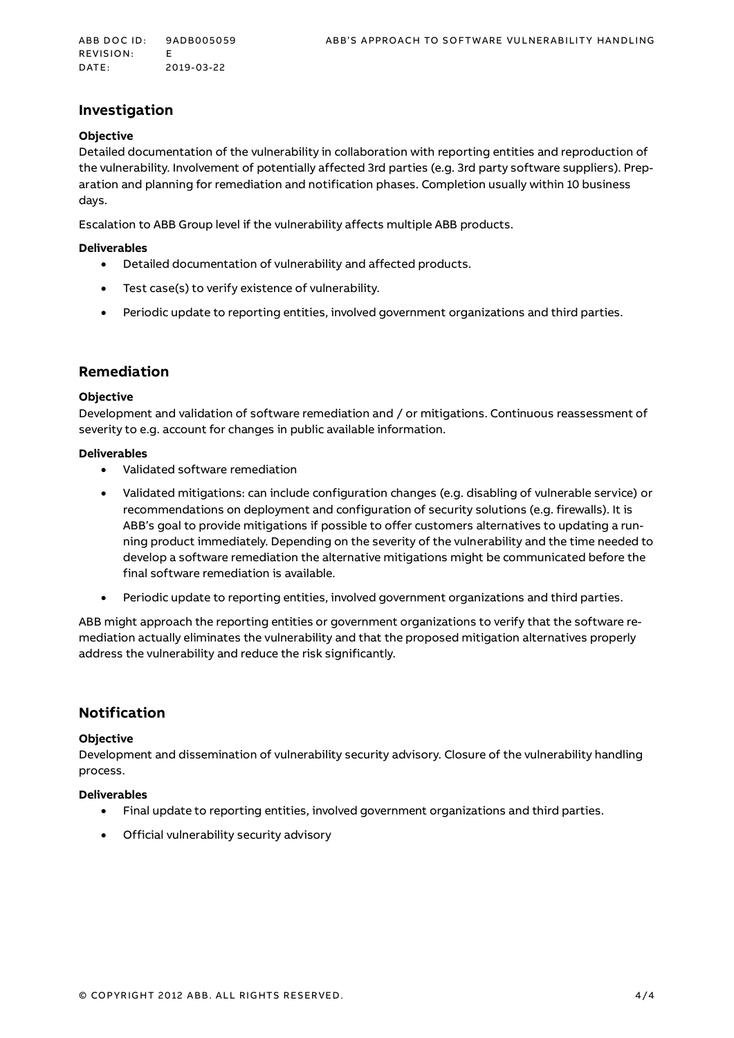## Investigation

**Objective**

Detailed documentation of the vulnerability in collaboration with reporting entities and reproduction of the vulnerability. Involvement of potentially affected 3rd parties (e.g. 3rd party software suppliers). Preparation and planning for remediation and notification phases. Completion usually within 10 business days.

Escalation to ABB Group level if the vulnerability affects multiple ABB products.

**Deliverables**

- Detailed documentation of vulnerability and affected products.
- Test case(s) to verify existence of vulnerability.
- Periodic update to reporting entities, involved government organizations and third parties.

## Remediation

**Objective**

Development and validation of software remediation and / or mitigations. Continuous reassessment of severity to e.g. account for changes in public available information.

**Deliverables**

- Validated software remediation
- Validated mitigations: can include configuration changes (e.g. disabling of vulnerable service) or recommendations on deployment and configuration of security solutions (e.g. firewalls). It is ABB's goal to provide mitigations if possible to offer customers alternatives to updating a running product immediately. Depending on the severity of the vulnerability and the time needed to develop a software remediation the alternative mitigations might be communicated before the final software remediation is available.
- Periodic update to reporting entities, involved government organizations and third parties.

ABB might approach the reporting entities or government organizations to verify that the software remediation actually eliminates the vulnerability and that the proposed mitigation alternatives properly address the vulnerability and reduce the risk significantly.

## Notification

**Objective**

Development and dissemination of vulnerability security advisory. Closure of the vulnerability handling process.

**Deliverables**

- Final update to reporting entities, involved government organizations and third parties.
- Official vulnerability security advisory